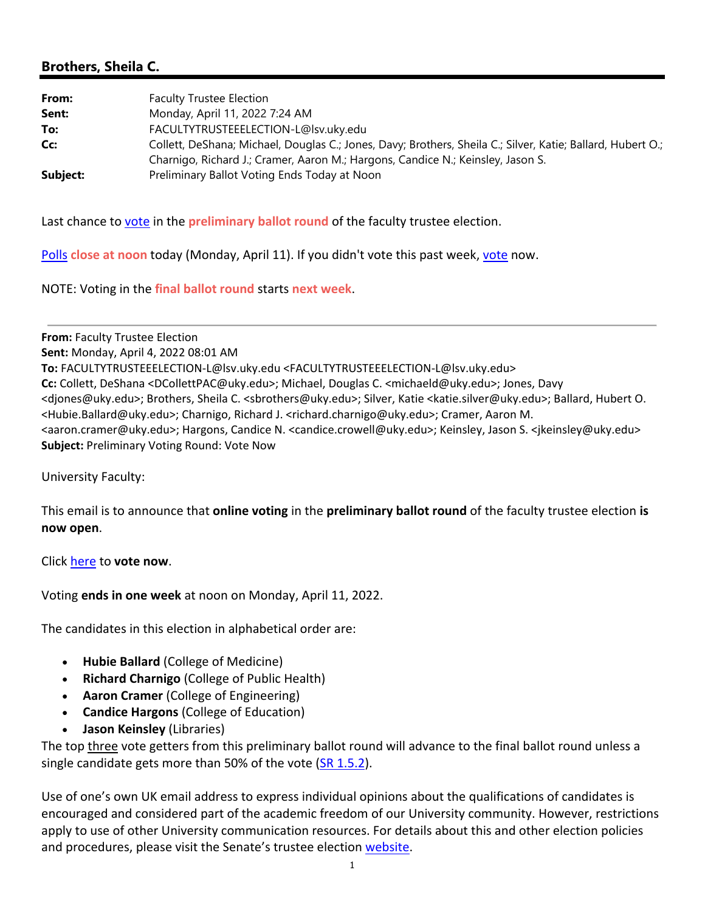## Brothers, Sheila C.

| | |
|---|---|
| **From:** | Faculty Trustee Election |
| **Sent:** | Monday, April 11, 2022 7:24 AM |
| **To:** | FACULTYTRUSTEEELECTION-L@lsv.uky.edu |
| **Cc:** | Collett, DeShana; Michael, Douglas C.; Jones, Davy; Brothers, Sheila C.; Silver, Katie; Ballard, Hubert O.; Charnigo, Richard J.; Cramer, Aaron M.; Hargons, Candice N.; Keinsley, Jason S. |
| **Subject:** | Preliminary Ballot Voting Ends Today at Noon |

Last chance to vote in the **preliminary ballot round** of the faculty trustee election.

Polls **close at noon** today (Monday, April 11). If you didn't vote this past week, vote now.

NOTE: Voting in the **final ballot round** starts **next week**.

---

**From:** Faculty Trustee Election
**Sent:** Monday, April 4, 2022 08:01 AM
**To:** FACULTYTRUSTEEELECTION-L@lsv.uky.edu <FACULTYTRUSTEEELECTION-L@lsv.uky.edu>
**Cc:** Collett, DeShana <DCollettPAC@uky.edu>; Michael, Douglas C. <michaeld@uky.edu>; Jones, Davy <djones@uky.edu>; Brothers, Sheila C. <sbrothers@uky.edu>; Silver, Katie <katie.silver@uky.edu>; Ballard, Hubert O. <Hubie.Ballard@uky.edu>; Charnigo, Richard J. <richard.charnigo@uky.edu>; Cramer, Aaron M. <aaron.cramer@uky.edu>; Hargons, Candice N. <candice.crowell@uky.edu>; Keinsley, Jason S. <jkeinsley@uky.edu>
**Subject:** Preliminary Voting Round: Vote Now

University Faculty:

This email is to announce that **online voting** in the **preliminary ballot round** of the faculty trustee election **is now open**.

Click here to **vote now**.

Voting **ends in one week** at noon on Monday, April 11, 2022.

The candidates in this election in alphabetical order are:

- **Hubie Ballard** (College of Medicine)
- **Richard Charnigo** (College of Public Health)
- **Aaron Cramer** (College of Engineering)
- **Candice Hargons** (College of Education)
- **Jason Keinsley** (Libraries)

The top three vote getters from this preliminary ballot round will advance to the final ballot round unless a single candidate gets more than 50% of the vote (SR 1.5.2).

Use of one's own UK email address to express individual opinions about the qualifications of candidates is encouraged and considered part of the academic freedom of our University community. However, restrictions apply to use of other University communication resources. For details about this and other election policies and procedures, please visit the Senate's trustee election website.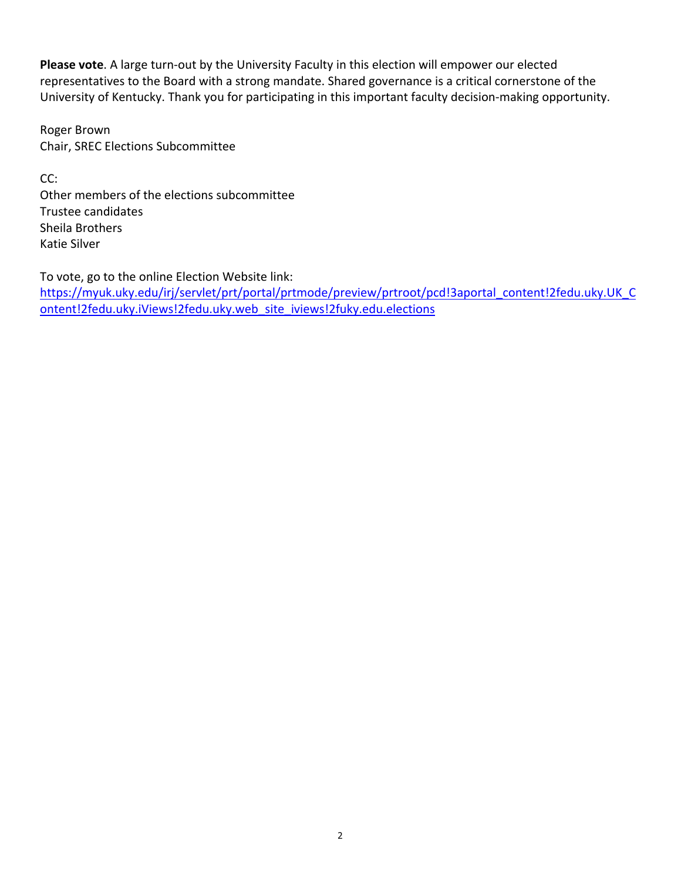**Please vote**. A large turn-out by the University Faculty in this election will empower our elected representatives to the Board with a strong mandate. Shared governance is a critical cornerstone of the University of Kentucky. Thank you for participating in this important faculty decision-making opportunity.

Roger Brown
Chair, SREC Elections Subcommittee

CC:
Other members of the elections subcommittee
Trustee candidates
Sheila Brothers
Katie Silver

To vote, go to the online Election Website link:
https://myuk.uky.edu/irj/servlet/prt/portal/prtmode/preview/prtroot/pcd!3aportal_content!2fedu.uky.UK_Content!2fedu.uky.iViews!2fedu.uky.web_site_iviews!2fuky.edu.elections